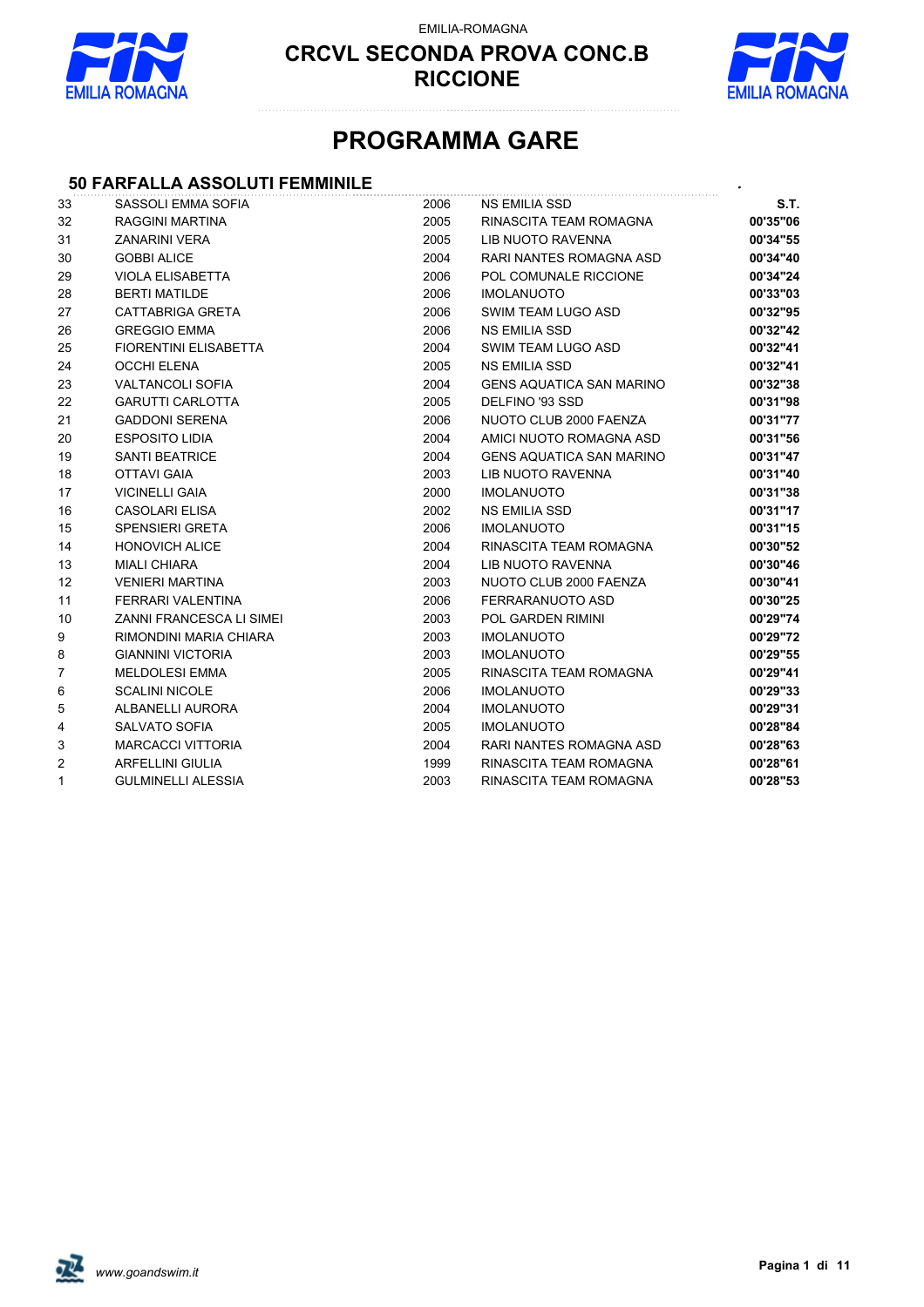EMILIA-ROMAGNA

# CRCVL SECONDA PROVA CONC.B
# RICCIONE

## PROGRAMMA GARE

### 50 FARFALLA ASSOLUTI FEMMINILE

| | | | | S.T. |
|---|---|---|---|---|
| 33 | SASSOLI EMMA SOFIA | 2006 | NS EMILIA SSD | |
| 32 | RAGGINI MARTINA | 2005 | RINASCITA TEAM ROMAGNA | **00'35"06** |
| 31 | ZANARINI VERA | 2005 | LIB NUOTO RAVENNA | **00'34"55** |
| 30 | GOBBI ALICE | 2004 | RARI NANTES ROMAGNA ASD | **00'34"40** |
| 29 | VIOLA ELISABETTA | 2006 | POL COMUNALE RICCIONE | **00'34"24** |
| 28 | BERTI MATILDE | 2006 | IMOLANUOTO | **00'33"03** |
| 27 | CATTABRIGA GRETA | 2006 | SWIM TEAM LUGO ASD | **00'32"95** |
| 26 | GREGGIO EMMA | 2006 | NS EMILIA SSD | **00'32"42** |
| 25 | FIORENTINI ELISABETTA | 2004 | SWIM TEAM LUGO ASD | **00'32"41** |
| 24 | OCCHI ELENA | 2005 | NS EMILIA SSD | **00'32"41** |
| 23 | VALTANCOLI SOFIA | 2004 | GENS AQUATICA SAN MARINO | **00'32"38** |
| 22 | GARUTTI CARLOTTA | 2005 | DELFINO '93 SSD | **00'31"98** |
| 21 | GADDONI SERENA | 2006 | NUOTO CLUB 2000 FAENZA | **00'31"77** |
| 20 | ESPOSITO LIDIA | 2004 | AMICI NUOTO ROMAGNA ASD | **00'31"56** |
| 19 | SANTI BEATRICE | 2004 | GENS AQUATICA SAN MARINO | **00'31"47** |
| 18 | OTTAVI GAIA | 2003 | LIB NUOTO RAVENNA | **00'31"40** |
| 17 | VICINELLI GAIA | 2000 | IMOLANUOTO | **00'31"38** |
| 16 | CASOLARI ELISA | 2002 | NS EMILIA SSD | **00'31"17** |
| 15 | SPENSIERI GRETA | 2006 | IMOLANUOTO | **00'31"15** |
| 14 | HONOVICH ALICE | 2004 | RINASCITA TEAM ROMAGNA | **00'30"52** |
| 13 | MIALI CHIARA | 2004 | LIB NUOTO RAVENNA | **00'30"46** |
| 12 | VENIERI MARTINA | 2003 | NUOTO CLUB 2000 FAENZA | **00'30"41** |
| 11 | FERRARI VALENTINA | 2006 | FERRARANUOTO ASD | **00'30"25** |
| 10 | ZANNI FRANCESCA LI SIMEI | 2003 | POL GARDEN RIMINI | **00'29"74** |
| 9 | RIMONDINI MARIA CHIARA | 2003 | IMOLANUOTO | **00'29"72** |
| 8 | GIANNINI VICTORIA | 2003 | IMOLANUOTO | **00'29"55** |
| 7 | MELDOLESI EMMA | 2005 | RINASCITA TEAM ROMAGNA | **00'29"41** |
| 6 | SCALINI NICOLE | 2006 | IMOLANUOTO | **00'29"33** |
| 5 | ALBANELLI AURORA | 2004 | IMOLANUOTO | **00'29"31** |
| 4 | SALVATO SOFIA | 2005 | IMOLANUOTO | **00'28"84** |
| 3 | MARCACCI VITTORIA | 2004 | RARI NANTES ROMAGNA ASD | **00'28"63** |
| 2 | ARFELLINI GIULIA | 1999 | RINASCITA TEAM ROMAGNA | **00'28"61** |
| 1 | GULMINELLI ALESSIA | 2003 | RINASCITA TEAM ROMAGNA | **00'28"53** |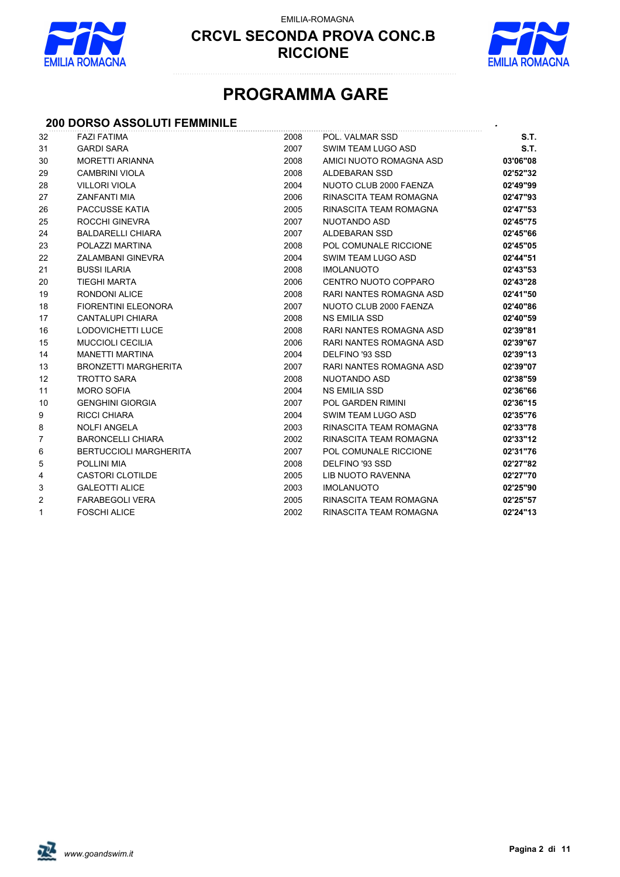EMILIA-ROMAGNA

# CRCVL SECONDA PROVA CONC.B
# RICCIONE

## PROGRAMMA GARE

### 200 DORSO ASSOLUTI FEMMINILE

| | | | | |
|---|---|---|---|---|
| 32 | FAZI FATIMA | 2008 | POL. VALMAR SSD | **S.T.** |
| 31 | GARDI SARA | 2007 | SWIM TEAM LUGO ASD | **S.T.** |
| 30 | MORETTI ARIANNA | 2008 | AMICI NUOTO ROMAGNA ASD | **03'06"08** |
| 29 | CAMBRINI VIOLA | 2008 | ALDEBARAN SSD | **02'52"32** |
| 28 | VILLORI VIOLA | 2004 | NUOTO CLUB 2000 FAENZA | **02'49"99** |
| 27 | ZANFANTI MIA | 2006 | RINASCITA TEAM ROMAGNA | **02'47"93** |
| 26 | PACCUSSE KATIA | 2005 | RINASCITA TEAM ROMAGNA | **02'47"53** |
| 25 | ROCCHI GINEVRA | 2007 | NUOTANDO ASD | **02'45"75** |
| 24 | BALDARELLI CHIARA | 2007 | ALDEBARAN SSD | **02'45"66** |
| 23 | POLAZZI MARTINA | 2008 | POL COMUNALE RICCIONE | **02'45"05** |
| 22 | ZALAMBANI GINEVRA | 2004 | SWIM TEAM LUGO ASD | **02'44"51** |
| 21 | BUSSI ILARIA | 2008 | IMOLANUOTO | **02'43"53** |
| 20 | TIEGHI MARTA | 2006 | CENTRO NUOTO COPPARO | **02'43"28** |
| 19 | RONDONI ALICE | 2008 | RARI NANTES ROMAGNA ASD | **02'41"50** |
| 18 | FIORENTINI ELEONORA | 2007 | NUOTO CLUB 2000 FAENZA | **02'40"86** |
| 17 | CANTALUPI CHIARA | 2008 | NS EMILIA SSD | **02'40"59** |
| 16 | LODOVICHETTI LUCE | 2008 | RARI NANTES ROMAGNA ASD | **02'39"81** |
| 15 | MUCCIOLI CECILIA | 2006 | RARI NANTES ROMAGNA ASD | **02'39"67** |
| 14 | MANETTI MARTINA | 2004 | DELFINO '93 SSD | **02'39"13** |
| 13 | BRONZETTI MARGHERITA | 2007 | RARI NANTES ROMAGNA ASD | **02'39"07** |
| 12 | TROTTO SARA | 2008 | NUOTANDO ASD | **02'38"59** |
| 11 | MORO SOFIA | 2004 | NS EMILIA SSD | **02'36"66** |
| 10 | GENGHINI GIORGIA | 2007 | POL GARDEN RIMINI | **02'36"15** |
| 9 | RICCI CHIARA | 2004 | SWIM TEAM LUGO ASD | **02'35"76** |
| 8 | NOLFI ANGELA | 2003 | RINASCITA TEAM ROMAGNA | **02'33"78** |
| 7 | BARONCELLI CHIARA | 2002 | RINASCITA TEAM ROMAGNA | **02'33"12** |
| 6 | BERTUCCIOLI MARGHERITA | 2007 | POL COMUNALE RICCIONE | **02'31"76** |
| 5 | POLLINI MIA | 2008 | DELFINO '93 SSD | **02'27"82** |
| 4 | CASTORI CLOTILDE | 2005 | LIB NUOTO RAVENNA | **02'27"70** |
| 3 | GALEOTTI ALICE | 2003 | IMOLANUOTO | **02'25"90** |
| 2 | FARABEGOLI VERA | 2005 | RINASCITA TEAM ROMAGNA | **02'25"57** |
| 1 | FOSCHI ALICE | 2002 | RINASCITA TEAM ROMAGNA | **02'24"13** |

*www.goandswim.it*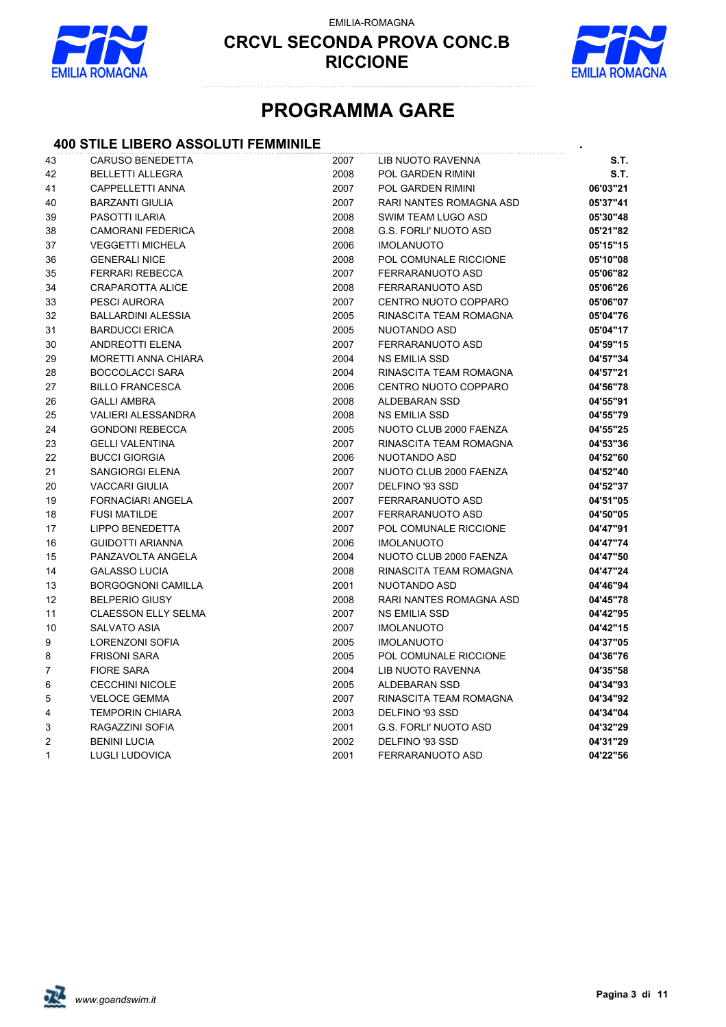EMILIA-ROMAGNA

# CRCVL SECONDA PROVA CONC.B
# RICCIONE

## PROGRAMMA GARE

### 400 STILE LIBERO ASSOLUTI FEMMINILE

| | | | | |
|---|---|---|---|---|
| 43 | CARUSO BENEDETTA | 2007 | LIB NUOTO RAVENNA | **S.T.** |
| 42 | BELLETTI ALLEGRA | 2008 | POL GARDEN RIMINI | **S.T.** |
| 41 | CAPPELLETTI ANNA | 2007 | POL GARDEN RIMINI | **06'03"21** |
| 40 | BARZANTI GIULIA | 2007 | RARI NANTES ROMAGNA ASD | **05'37"41** |
| 39 | PASOTTI ILARIA | 2008 | SWIM TEAM LUGO ASD | **05'30"48** |
| 38 | CAMORANI FEDERICA | 2008 | G.S. FORLI' NUOTO ASD | **05'21"82** |
| 37 | VEGGETTI MICHELA | 2006 | IMOLANUOTO | **05'15"15** |
| 36 | GENERALI NICE | 2008 | POL COMUNALE RICCIONE | **05'10"08** |
| 35 | FERRARI REBECCA | 2007 | FERRARANUOTO ASD | **05'06"82** |
| 34 | CRAPAROTTA ALICE | 2008 | FERRARANUOTO ASD | **05'06"26** |
| 33 | PESCI AURORA | 2007 | CENTRO NUOTO COPPARO | **05'06"07** |
| 32 | BALLARDINI ALESSIA | 2005 | RINASCITA TEAM ROMAGNA | **05'04"76** |
| 31 | BARDUCCI ERICA | 2005 | NUOTANDO ASD | **05'04"17** |
| 30 | ANDREOTTI ELENA | 2007 | FERRARANUOTO ASD | **04'59"15** |
| 29 | MORETTI ANNA CHIARA | 2004 | NS EMILIA SSD | **04'57"34** |
| 28 | BOCCOLACCI SARA | 2004 | RINASCITA TEAM ROMAGNA | **04'57"21** |
| 27 | BILLO FRANCESCA | 2006 | CENTRO NUOTO COPPARO | **04'56"78** |
| 26 | GALLI AMBRA | 2008 | ALDEBARAN SSD | **04'55"91** |
| 25 | VALIERI ALESSANDRA | 2008 | NS EMILIA SSD | **04'55"79** |
| 24 | GONDONI REBECCA | 2005 | NUOTO CLUB 2000 FAENZA | **04'55"25** |
| 23 | GELLI VALENTINA | 2007 | RINASCITA TEAM ROMAGNA | **04'53"36** |
| 22 | BUCCI GIORGIA | 2006 | NUOTANDO ASD | **04'52"60** |
| 21 | SANGIORGI ELENA | 2007 | NUOTO CLUB 2000 FAENZA | **04'52"40** |
| 20 | VACCARI GIULIA | 2007 | DELFINO '93 SSD | **04'52"37** |
| 19 | FORNACIARI ANGELA | 2007 | FERRARANUOTO ASD | **04'51"05** |
| 18 | FUSI MATILDE | 2007 | FERRARANUOTO ASD | **04'50"05** |
| 17 | LIPPO BENEDETTA | 2007 | POL COMUNALE RICCIONE | **04'47"91** |
| 16 | GUIDOTTI ARIANNA | 2006 | IMOLANUOTO | **04'47"74** |
| 15 | PANZAVOLTA ANGELA | 2004 | NUOTO CLUB 2000 FAENZA | **04'47"50** |
| 14 | GALASSO LUCIA | 2008 | RINASCITA TEAM ROMAGNA | **04'47"24** |
| 13 | BORGOGNONI CAMILLA | 2001 | NUOTANDO ASD | **04'46"94** |
| 12 | BELPERIO GIUSY | 2008 | RARI NANTES ROMAGNA ASD | **04'45"78** |
| 11 | CLAESSON ELLY SELMA | 2007 | NS EMILIA SSD | **04'42"95** |
| 10 | SALVATO ASIA | 2007 | IMOLANUOTO | **04'42"15** |
| 9 | LORENZONI SOFIA | 2005 | IMOLANUOTO | **04'37"05** |
| 8 | FRISONI SARA | 2005 | POL COMUNALE RICCIONE | **04'36"76** |
| 7 | FIORE SARA | 2004 | LIB NUOTO RAVENNA | **04'35"58** |
| 6 | CECCHINI NICOLE | 2005 | ALDEBARAN SSD | **04'34"93** |
| 5 | VELOCE GEMMA | 2007 | RINASCITA TEAM ROMAGNA | **04'34"92** |
| 4 | TEMPORIN CHIARA | 2003 | DELFINO '93 SSD | **04'34"04** |
| 3 | RAGAZZINI SOFIA | 2001 | G.S. FORLI' NUOTO ASD | **04'32"29** |
| 2 | BENINI LUCIA | 2002 | DELFINO '93 SSD | **04'31"29** |
| 1 | LUGLI LUDOVICA | 2001 | FERRARANUOTO ASD | **04'22"56** |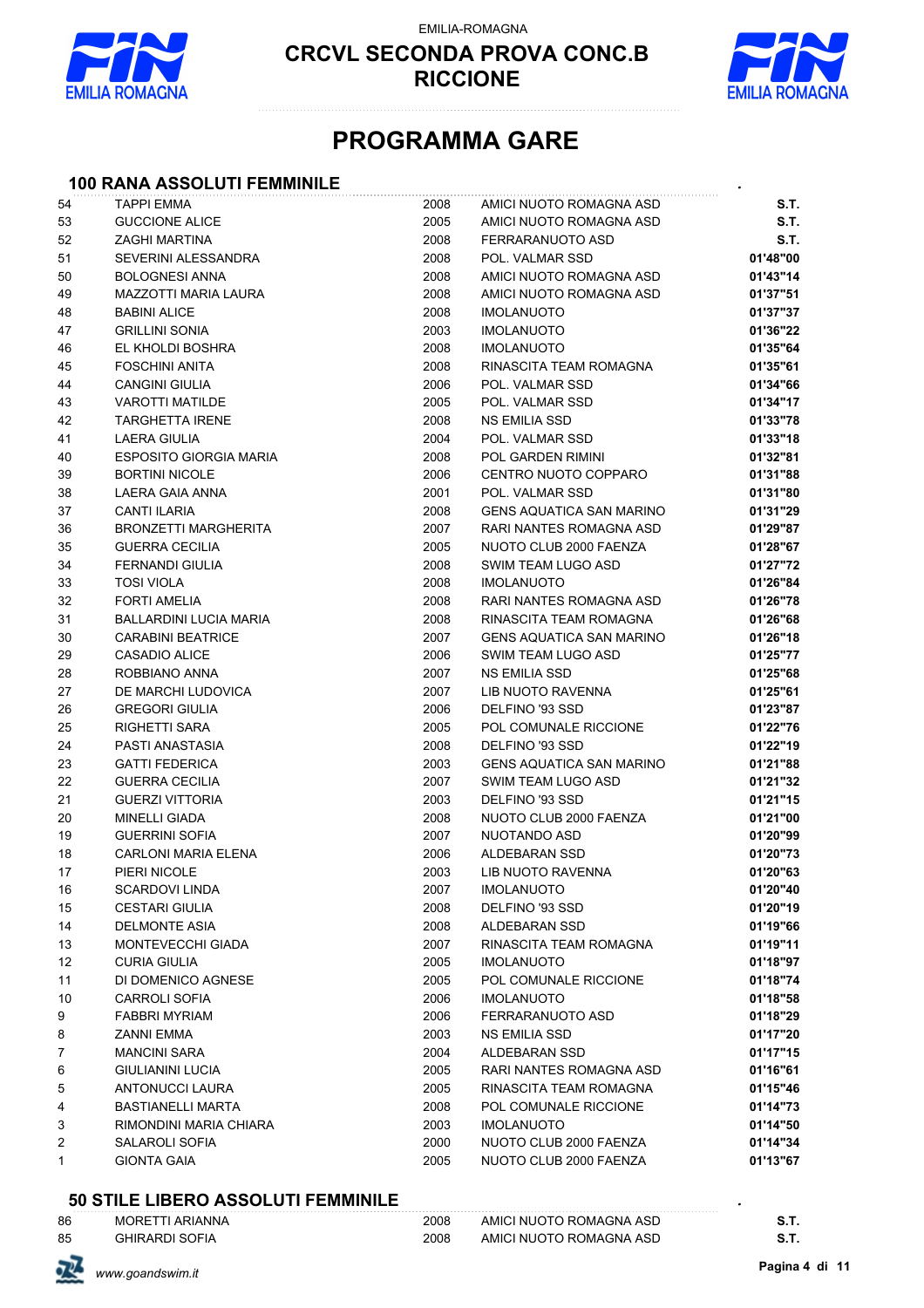EMILIA-ROMAGNA

**CRCVL SECONDA PROVA CONC.B**
**RICCIONE**

# PROGRAMMA GARE

## 100 RANA ASSOLUTI FEMMINILE

| | | | | |
|---|---|---|---|---|
| 54 | TAPPI EMMA | 2008 | AMICI NUOTO ROMAGNA ASD | **S.T.** |
| 53 | GUCCIONE ALICE | 2005 | AMICI NUOTO ROMAGNA ASD | **S.T.** |
| 52 | ZAGHI MARTINA | 2008 | FERRARANUOTO ASD | **S.T.** |
| 51 | SEVERINI ALESSANDRA | 2008 | POL. VALMAR SSD | **01'48"00** |
| 50 | BOLOGNESI ANNA | 2008 | AMICI NUOTO ROMAGNA ASD | **01'43"14** |
| 49 | MAZZOTTI MARIA LAURA | 2008 | AMICI NUOTO ROMAGNA ASD | **01'37"51** |
| 48 | BABINI ALICE | 2008 | IMOLANUOTO | **01'37"37** |
| 47 | GRILLINI SONIA | 2003 | IMOLANUOTO | **01'36"22** |
| 46 | EL KHOLDI BOSHRA | 2008 | IMOLANUOTO | **01'35"64** |
| 45 | FOSCHINI ANITA | 2008 | RINASCITA TEAM ROMAGNA | **01'35"61** |
| 44 | CANGINI GIULIA | 2006 | POL. VALMAR SSD | **01'34"66** |
| 43 | VAROTTI MATILDE | 2005 | POL. VALMAR SSD | **01'34"17** |
| 42 | TARGHETTA IRENE | 2008 | NS EMILIA SSD | **01'33"78** |
| 41 | LAERA GIULIA | 2004 | POL. VALMAR SSD | **01'33"18** |
| 40 | ESPOSITO GIORGIA MARIA | 2008 | POL GARDEN RIMINI | **01'32"81** |
| 39 | BORTINI NICOLE | 2006 | CENTRO NUOTO COPPARO | **01'31"88** |
| 38 | LAERA GAIA ANNA | 2001 | POL. VALMAR SSD | **01'31"80** |
| 37 | CANTI ILARIA | 2008 | GENS AQUATICA SAN MARINO | **01'31"29** |
| 36 | BRONZETTI MARGHERITA | 2007 | RARI NANTES ROMAGNA ASD | **01'29"87** |
| 35 | GUERRA CECILIA | 2005 | NUOTO CLUB 2000 FAENZA | **01'28"67** |
| 34 | FERNANDI GIULIA | 2008 | SWIM TEAM LUGO ASD | **01'27"72** |
| 33 | TOSI VIOLA | 2008 | IMOLANUOTO | **01'26"84** |
| 32 | FORTI AMELIA | 2008 | RARI NANTES ROMAGNA ASD | **01'26"78** |
| 31 | BALLARDINI LUCIA MARIA | 2008 | RINASCITA TEAM ROMAGNA | **01'26"68** |
| 30 | CARABINI BEATRICE | 2007 | GENS AQUATICA SAN MARINO | **01'26"18** |
| 29 | CASADIO ALICE | 2006 | SWIM TEAM LUGO ASD | **01'25"77** |
| 28 | ROBBIANO ANNA | 2007 | NS EMILIA SSD | **01'25"68** |
| 27 | DE MARCHI LUDOVICA | 2007 | LIB NUOTO RAVENNA | **01'25"61** |
| 26 | GREGORI GIULIA | 2006 | DELFINO '93 SSD | **01'23"87** |
| 25 | RIGHETTI SARA | 2005 | POL COMUNALE RICCIONE | **01'22"76** |
| 24 | PASTI ANASTASIA | 2008 | DELFINO '93 SSD | **01'22"19** |
| 23 | GATTI FEDERICA | 2003 | GENS AQUATICA SAN MARINO | **01'21"88** |
| 22 | GUERRA CECILIA | 2007 | SWIM TEAM LUGO ASD | **01'21"32** |
| 21 | GUERZI VITTORIA | 2003 | DELFINO '93 SSD | **01'21"15** |
| 20 | MINELLI GIADA | 2008 | NUOTO CLUB 2000 FAENZA | **01'21"00** |
| 19 | GUERRINI SOFIA | 2007 | NUOTANDO ASD | **01'20"99** |
| 18 | CARLONI MARIA ELENA | 2006 | ALDEBARAN SSD | **01'20"73** |
| 17 | PIERI NICOLE | 2003 | LIB NUOTO RAVENNA | **01'20"63** |
| 16 | SCARDOVI LINDA | 2007 | IMOLANUOTO | **01'20"40** |
| 15 | CESTARI GIULIA | 2008 | DELFINO '93 SSD | **01'20"19** |
| 14 | DELMONTE ASIA | 2008 | ALDEBARAN SSD | **01'19"66** |
| 13 | MONTEVECCHI GIADA | 2007 | RINASCITA TEAM ROMAGNA | **01'19"11** |
| 12 | CURIA GIULIA | 2005 | IMOLANUOTO | **01'18"97** |
| 11 | DI DOMENICO AGNESE | 2005 | POL COMUNALE RICCIONE | **01'18"74** |
| 10 | CARROLI SOFIA | 2006 | IMOLANUOTO | **01'18"58** |
| 9 | FABBRI MYRIAM | 2006 | FERRARANUOTO ASD | **01'18"29** |
| 8 | ZANNI EMMA | 2003 | NS EMILIA SSD | **01'17"20** |
| 7 | MANCINI SARA | 2004 | ALDEBARAN SSD | **01'17"15** |
| 6 | GIULIANINI LUCIA | 2005 | RARI NANTES ROMAGNA ASD | **01'16"61** |
| 5 | ANTONUCCI LAURA | 2005 | RINASCITA TEAM ROMAGNA | **01'15"46** |
| 4 | BASTIANELLI MARTA | 2008 | POL COMUNALE RICCIONE | **01'14"73** |
| 3 | RIMONDINI MARIA CHIARA | 2003 | IMOLANUOTO | **01'14"50** |
| 2 | SALAROLI SOFIA | 2000 | NUOTO CLUB 2000 FAENZA | **01'14"34** |
| 1 | GIONTA GAIA | 2005 | NUOTO CLUB 2000 FAENZA | **01'13"67** |

## 50 STILE LIBERO ASSOLUTI FEMMINILE

| | | | | |
|---|---|---|---|---|
| 86 | MORETTI ARIANNA | 2008 | AMICI NUOTO ROMAGNA ASD | **S.T.** |
| 85 | GHIRARDI SOFIA | 2008 | AMICI NUOTO ROMAGNA ASD | **S.T.** |

*www.goandswim.it*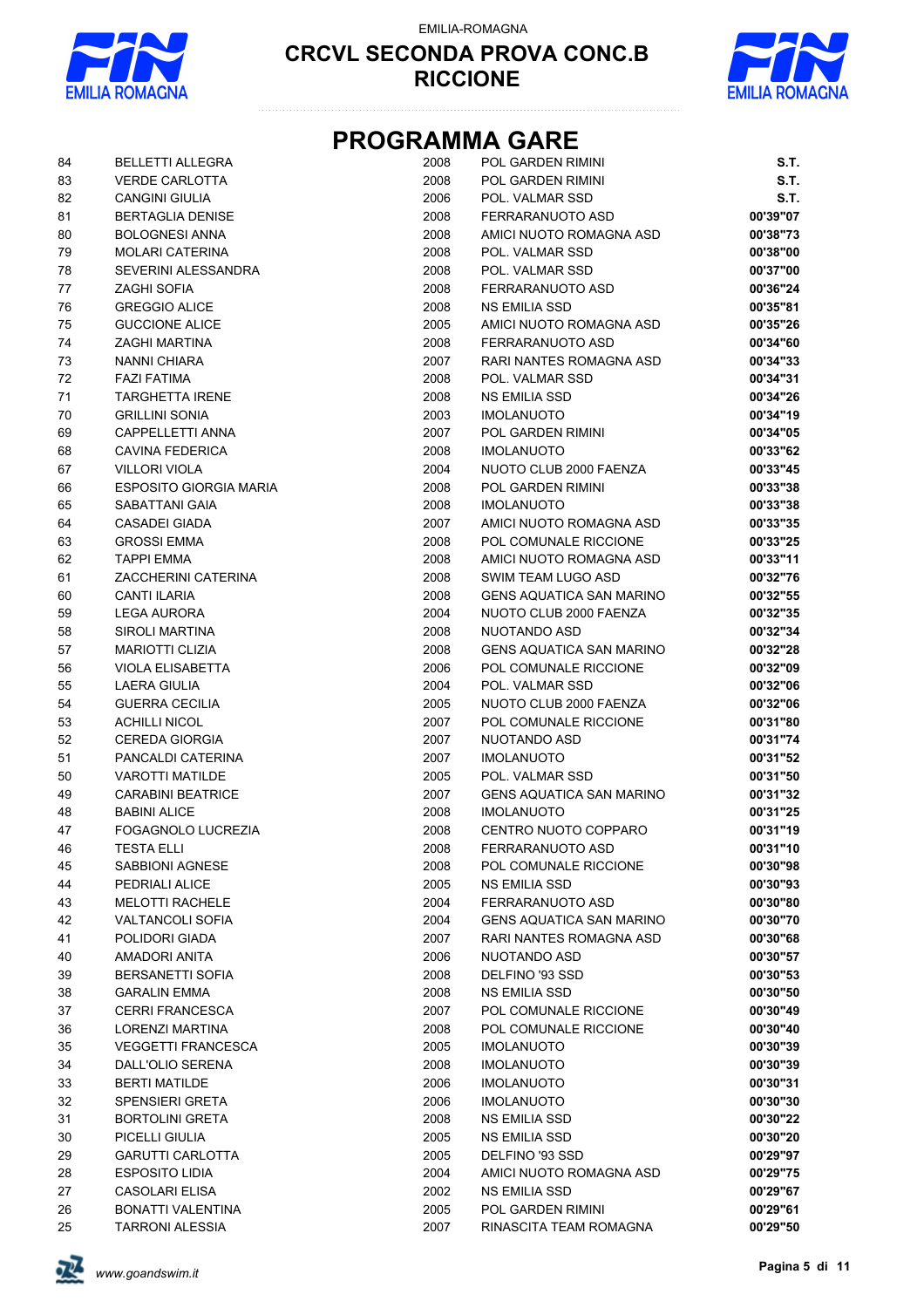EMILIA-ROMAGNA

# CRCVL SECONDA PROVA CONC.B
# RICCIONE

## PROGRAMMA GARE

| | | | | |
|---|---|---|---|---|
| 84 | BELLETTI ALLEGRA | 2008 | POL GARDEN RIMINI | **S.T.** |
| 83 | VERDE CARLOTTA | 2008 | POL GARDEN RIMINI | **S.T.** |
| 82 | CANGINI GIULIA | 2006 | POL. VALMAR SSD | **S.T.** |
| 81 | BERTAGLIA DENISE | 2008 | FERRARANUOTO ASD | **00'39"07** |
| 80 | BOLOGNESI ANNA | 2008 | AMICI NUOTO ROMAGNA ASD | **00'38"73** |
| 79 | MOLARI CATERINA | 2008 | POL. VALMAR SSD | **00'38"00** |
| 78 | SEVERINI ALESSANDRA | 2008 | POL. VALMAR SSD | **00'37"00** |
| 77 | ZAGHI SOFIA | 2008 | FERRARANUOTO ASD | **00'36"24** |
| 76 | GREGGIO ALICE | 2008 | NS EMILIA SSD | **00'35"81** |
| 75 | GUCCIONE ALICE | 2005 | AMICI NUOTO ROMAGNA ASD | **00'35"26** |
| 74 | ZAGHI MARTINA | 2008 | FERRARANUOTO ASD | **00'34"60** |
| 73 | NANNI CHIARA | 2007 | RARI NANTES ROMAGNA ASD | **00'34"33** |
| 72 | FAZI FATIMA | 2008 | POL. VALMAR SSD | **00'34"31** |
| 71 | TARGHETTA IRENE | 2008 | NS EMILIA SSD | **00'34"26** |
| 70 | GRILLINI SONIA | 2003 | IMOLANUOTO | **00'34"19** |
| 69 | CAPPELLETTI ANNA | 2007 | POL GARDEN RIMINI | **00'34"05** |
| 68 | CAVINA FEDERICA | 2008 | IMOLANUOTO | **00'33"62** |
| 67 | VILLORI VIOLA | 2004 | NUOTO CLUB 2000 FAENZA | **00'33"45** |
| 66 | ESPOSITO GIORGIA MARIA | 2008 | POL GARDEN RIMINI | **00'33"38** |
| 65 | SABATTANI GAIA | 2008 | IMOLANUOTO | **00'33"38** |
| 64 | CASADEI GIADA | 2007 | AMICI NUOTO ROMAGNA ASD | **00'33"35** |
| 63 | GROSSI EMMA | 2008 | POL COMUNALE RICCIONE | **00'33"25** |
| 62 | TAPPI EMMA | 2008 | AMICI NUOTO ROMAGNA ASD | **00'33"11** |
| 61 | ZACCHERINI CATERINA | 2008 | SWIM TEAM LUGO ASD | **00'32"76** |
| 60 | CANTI ILARIA | 2008 | GENS AQUATICA SAN MARINO | **00'32"55** |
| 59 | LEGA AURORA | 2004 | NUOTO CLUB 2000 FAENZA | **00'32"35** |
| 58 | SIROLI MARTINA | 2008 | NUOTANDO ASD | **00'32"34** |
| 57 | MARIOTTI CLIZIA | 2008 | GENS AQUATICA SAN MARINO | **00'32"28** |
| 56 | VIOLA ELISABETTA | 2006 | POL COMUNALE RICCIONE | **00'32"09** |
| 55 | LAERA GIULIA | 2004 | POL. VALMAR SSD | **00'32"06** |
| 54 | GUERRA CECILIA | 2005 | NUOTO CLUB 2000 FAENZA | **00'32"06** |
| 53 | ACHILLI NICOL | 2007 | POL COMUNALE RICCIONE | **00'31"80** |
| 52 | CEREDA GIORGIA | 2007 | NUOTANDO ASD | **00'31"74** |
| 51 | PANCALDI CATERINA | 2007 | IMOLANUOTO | **00'31"52** |
| 50 | VAROTTI MATILDE | 2005 | POL. VALMAR SSD | **00'31"50** |
| 49 | CARABINI BEATRICE | 2007 | GENS AQUATICA SAN MARINO | **00'31"32** |
| 48 | BABINI ALICE | 2008 | IMOLANUOTO | **00'31"25** |
| 47 | FOGAGNOLO LUCREZIA | 2008 | CENTRO NUOTO COPPARO | **00'31"19** |
| 46 | TESTA ELLI | 2008 | FERRARANUOTO ASD | **00'31"10** |
| 45 | SABBIONI AGNESE | 2008 | POL COMUNALE RICCIONE | **00'30"98** |
| 44 | PEDRIALI ALICE | 2005 | NS EMILIA SSD | **00'30"93** |
| 43 | MELOTTI RACHELE | 2004 | FERRARANUOTO ASD | **00'30"80** |
| 42 | VALTANCOLI SOFIA | 2004 | GENS AQUATICA SAN MARINO | **00'30"70** |
| 41 | POLIDORI GIADA | 2007 | RARI NANTES ROMAGNA ASD | **00'30"68** |
| 40 | AMADORI ANITA | 2006 | NUOTANDO ASD | **00'30"57** |
| 39 | BERSANETTI SOFIA | 2008 | DELFINO '93 SSD | **00'30"53** |
| 38 | GARALIN EMMA | 2008 | NS EMILIA SSD | **00'30"50** |
| 37 | CERRI FRANCESCA | 2007 | POL COMUNALE RICCIONE | **00'30"49** |
| 36 | LORENZI MARTINA | 2008 | POL COMUNALE RICCIONE | **00'30"40** |
| 35 | VEGGETTI FRANCESCA | 2005 | IMOLANUOTO | **00'30"39** |
| 34 | DALL'OLIO SERENA | 2008 | IMOLANUOTO | **00'30"39** |
| 33 | BERTI MATILDE | 2006 | IMOLANUOTO | **00'30"31** |
| 32 | SPENSIERI GRETA | 2006 | IMOLANUOTO | **00'30"30** |
| 31 | BORTOLINI GRETA | 2008 | NS EMILIA SSD | **00'30"22** |
| 30 | PICELLI GIULIA | 2005 | NS EMILIA SSD | **00'30"20** |
| 29 | GARUTTI CARLOTTA | 2005 | DELFINO '93 SSD | **00'29"97** |
| 28 | ESPOSITO LIDIA | 2004 | AMICI NUOTO ROMAGNA ASD | **00'29"75** |
| 27 | CASOLARI ELISA | 2002 | NS EMILIA SSD | **00'29"67** |
| 26 | BONATTI VALENTINA | 2005 | POL GARDEN RIMINI | **00'29"61** |
| 25 | TARRONI ALESSIA | 2007 | RINASCITA TEAM ROMAGNA | **00'29"50** |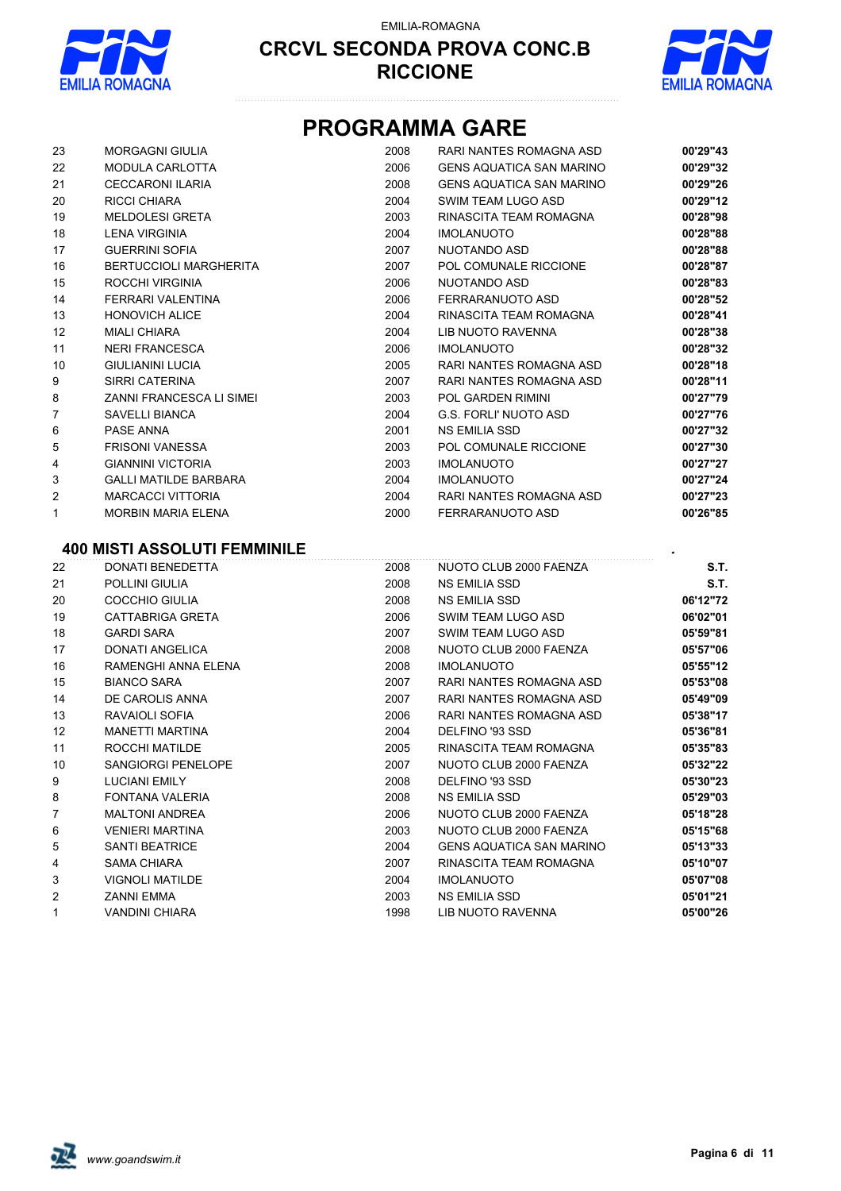# PROGRAMMA GARE

| | | | | |
|---|---|---|---|---|
| 23 | MORGAGNI GIULIA | 2008 | RARI NANTES ROMAGNA ASD | **00'29"43** |
| 22 | MODULA CARLOTTA | 2006 | GENS AQUATICA SAN MARINO | **00'29"32** |
| 21 | CECCARONI ILARIA | 2008 | GENS AQUATICA SAN MARINO | **00'29"26** |
| 20 | RICCI CHIARA | 2004 | SWIM TEAM LUGO ASD | **00'29"12** |
| 19 | MELDOLESI GRETA | 2003 | RINASCITA TEAM ROMAGNA | **00'28"98** |
| 18 | LENA VIRGINIA | 2004 | IMOLANUOTO | **00'28"88** |
| 17 | GUERRINI SOFIA | 2007 | NUOTANDO ASD | **00'28"88** |
| 16 | BERTUCCIOLI MARGHERITA | 2007 | POL COMUNALE RICCIONE | **00'28"87** |
| 15 | ROCCHI VIRGINIA | 2006 | NUOTANDO ASD | **00'28"83** |
| 14 | FERRARI VALENTINA | 2006 | FERRARANUOTO ASD | **00'28"52** |
| 13 | HONOVICH ALICE | 2004 | RINASCITA TEAM ROMAGNA | **00'28"41** |
| 12 | MIALI CHIARA | 2004 | LIB NUOTO RAVENNA | **00'28"38** |
| 11 | NERI FRANCESCA | 2006 | IMOLANUOTO | **00'28"32** |
| 10 | GIULIANINI LUCIA | 2005 | RARI NANTES ROMAGNA ASD | **00'28"18** |
| 9 | SIRRI CATERINA | 2007 | RARI NANTES ROMAGNA ASD | **00'28"11** |
| 8 | ZANNI FRANCESCA LI SIMEI | 2003 | POL GARDEN RIMINI | **00'27"79** |
| 7 | SAVELLI BIANCA | 2004 | G.S. FORLI' NUOTO ASD | **00'27"76** |
| 6 | PASE ANNA | 2001 | NS EMILIA SSD | **00'27"32** |
| 5 | FRISONI VANESSA | 2003 | POL COMUNALE RICCIONE | **00'27"30** |
| 4 | GIANNINI VICTORIA | 2003 | IMOLANUOTO | **00'27"27** |
| 3 | GALLI MATILDE BARBARA | 2004 | IMOLANUOTO | **00'27"24** |
| 2 | MARCACCI VITTORIA | 2004 | RARI NANTES ROMAGNA ASD | **00'27"23** |
| 1 | MORBIN MARIA ELENA | 2000 | FERRARANUOTO ASD | **00'26"85** |

## 400 MISTI ASSOLUTI FEMMINILE

| | | | | |
|---|---|---|---|---|
| 22 | DONATI BENEDETTA | 2008 | NUOTO CLUB 2000 FAENZA | **S.T.** |
| 21 | POLLINI GIULIA | 2008 | NS EMILIA SSD | **S.T.** |
| 20 | COCCHIO GIULIA | 2008 | NS EMILIA SSD | **06'12"72** |
| 19 | CATTABRIGA GRETA | 2006 | SWIM TEAM LUGO ASD | **06'02"01** |
| 18 | GARDI SARA | 2007 | SWIM TEAM LUGO ASD | **05'59"81** |
| 17 | DONATI ANGELICA | 2008 | NUOTO CLUB 2000 FAENZA | **05'57"06** |
| 16 | RAMENGHI ANNA ELENA | 2008 | IMOLANUOTO | **05'55"12** |
| 15 | BIANCO SARA | 2007 | RARI NANTES ROMAGNA ASD | **05'53"08** |
| 14 | DE CAROLIS ANNA | 2007 | RARI NANTES ROMAGNA ASD | **05'49"09** |
| 13 | RAVAIOLI SOFIA | 2006 | RARI NANTES ROMAGNA ASD | **05'38"17** |
| 12 | MANETTI MARTINA | 2004 | DELFINO '93 SSD | **05'36"81** |
| 11 | ROCCHI MATILDE | 2005 | RINASCITA TEAM ROMAGNA | **05'35"83** |
| 10 | SANGIORGI PENELOPE | 2007 | NUOTO CLUB 2000 FAENZA | **05'32"22** |
| 9 | LUCIANI EMILY | 2008 | DELFINO '93 SSD | **05'30"23** |
| 8 | FONTANA VALERIA | 2008 | NS EMILIA SSD | **05'29"03** |
| 7 | MALTONI ANDREA | 2006 | NUOTO CLUB 2000 FAENZA | **05'18"28** |
| 6 | VENIERI MARTINA | 2003 | NUOTO CLUB 2000 FAENZA | **05'15"68** |
| 5 | SANTI BEATRICE | 2004 | GENS AQUATICA SAN MARINO | **05'13"33** |
| 4 | SAMA CHIARA | 2007 | RINASCITA TEAM ROMAGNA | **05'10"07** |
| 3 | VIGNOLI MATILDE | 2004 | IMOLANUOTO | **05'07"08** |
| 2 | ZANNI EMMA | 2003 | NS EMILIA SSD | **05'01"21** |
| 1 | VANDINI CHIARA | 1998 | LIB NUOTO RAVENNA | **05'00"26** |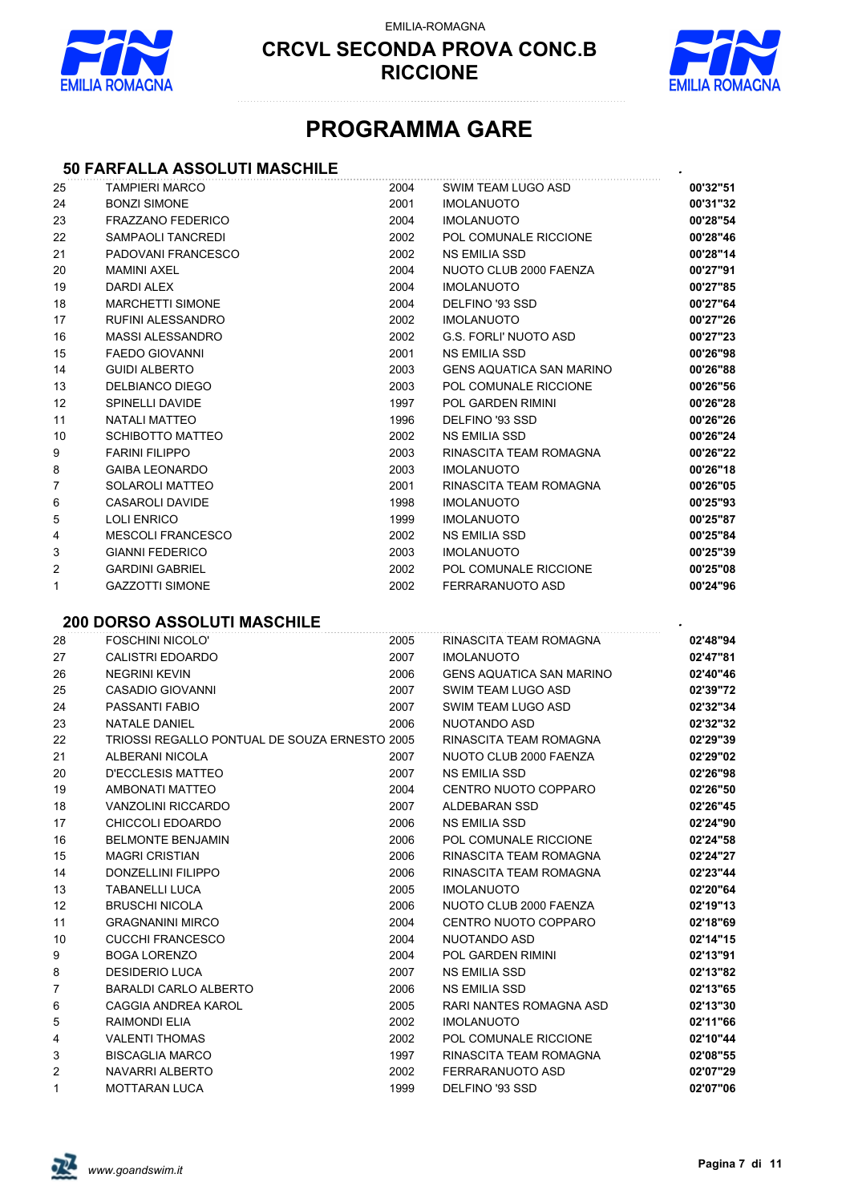EMILIA-ROMAGNA

# CRCVL SECONDA PROVA CONC.B
# RICCIONE

## PROGRAMMA GARE

### 50 FARFALLA ASSOLUTI MASCHILE

| | | | | |
|---|---|---|---|---|
| 25 | TAMPIERI MARCO | 2004 | SWIM TEAM LUGO ASD | 00'32"51 |
| 24 | BONZI SIMONE | 2001 | IMOLANUOTO | 00'31"32 |
| 23 | FRAZZANO FEDERICO | 2004 | IMOLANUOTO | 00'28"54 |
| 22 | SAMPAOLI TANCREDI | 2002 | POL COMUNALE RICCIONE | 00'28"46 |
| 21 | PADOVANI FRANCESCO | 2002 | NS EMILIA SSD | 00'28"14 |
| 20 | MAMINI AXEL | 2004 | NUOTO CLUB 2000 FAENZA | 00'27"91 |
| 19 | DARDI ALEX | 2004 | IMOLANUOTO | 00'27"85 |
| 18 | MARCHETTI SIMONE | 2004 | DELFINO '93 SSD | 00'27"64 |
| 17 | RUFINI ALESSANDRO | 2002 | IMOLANUOTO | 00'27"26 |
| 16 | MASSI ALESSANDRO | 2002 | G.S. FORLI' NUOTO ASD | 00'27"23 |
| 15 | FAEDO GIOVANNI | 2001 | NS EMILIA SSD | 00'26"98 |
| 14 | GUIDI ALBERTO | 2003 | GENS AQUATICA SAN MARINO | 00'26"88 |
| 13 | DELBIANCO DIEGO | 2003 | POL COMUNALE RICCIONE | 00'26"56 |
| 12 | SPINELLI DAVIDE | 1997 | POL GARDEN RIMINI | 00'26"28 |
| 11 | NATALI MATTEO | 1996 | DELFINO '93 SSD | 00'26"26 |
| 10 | SCHIBOTTO MATTEO | 2002 | NS EMILIA SSD | 00'26"24 |
| 9 | FARINI FILIPPO | 2003 | RINASCITA TEAM ROMAGNA | 00'26"22 |
| 8 | GAIBA LEONARDO | 2003 | IMOLANUOTO | 00'26"18 |
| 7 | SOLAROLI MATTEO | 2001 | RINASCITA TEAM ROMAGNA | 00'26"05 |
| 6 | CASAROLI DAVIDE | 1998 | IMOLANUOTO | 00'25"93 |
| 5 | LOLI ENRICO | 1999 | IMOLANUOTO | 00'25"87 |
| 4 | MESCOLI FRANCESCO | 2002 | NS EMILIA SSD | 00'25"84 |
| 3 | GIANNI FEDERICO | 2003 | IMOLANUOTO | 00'25"39 |
| 2 | GARDINI GABRIEL | 2002 | POL COMUNALE RICCIONE | 00'25"08 |
| 1 | GAZZOTTI SIMONE | 2002 | FERRARANUOTO ASD | 00'24"96 |

### 200 DORSO ASSOLUTI MASCHILE

| | | | | |
|---|---|---|---|---|
| 28 | FOSCHINI NICOLO' | 2005 | RINASCITA TEAM ROMAGNA | 02'48"94 |
| 27 | CALISTRI EDOARDO | 2007 | IMOLANUOTO | 02'47"81 |
| 26 | NEGRINI KEVIN | 2006 | GENS AQUATICA SAN MARINO | 02'40"46 |
| 25 | CASADIO GIOVANNI | 2007 | SWIM TEAM LUGO ASD | 02'39"72 |
| 24 | PASSANTI FABIO | 2007 | SWIM TEAM LUGO ASD | 02'32"34 |
| 23 | NATALE DANIEL | 2006 | NUOTANDO ASD | 02'32"32 |
| 22 | TRIOSSI REGALLO PONTUAL DE SOUZA ERNESTO | 2005 | RINASCITA TEAM ROMAGNA | 02'29"39 |
| 21 | ALBERANI NICOLA | 2007 | NUOTO CLUB 2000 FAENZA | 02'29"02 |
| 20 | D'ECCLESIS MATTEO | 2007 | NS EMILIA SSD | 02'26"98 |
| 19 | AMBONATI MATTEO | 2004 | CENTRO NUOTO COPPARO | 02'26"50 |
| 18 | VANZOLINI RICCARDO | 2007 | ALDEBARAN SSD | 02'26"45 |
| 17 | CHICCOLI EDOARDO | 2006 | NS EMILIA SSD | 02'24"90 |
| 16 | BELMONTE BENJAMIN | 2006 | POL COMUNALE RICCIONE | 02'24"58 |
| 15 | MAGRI CRISTIAN | 2006 | RINASCITA TEAM ROMAGNA | 02'24"27 |
| 14 | DONZELLINI FILIPPO | 2006 | RINASCITA TEAM ROMAGNA | 02'23"44 |
| 13 | TABANELLI LUCA | 2005 | IMOLANUOTO | 02'20"64 |
| 12 | BRUSCHI NICOLA | 2006 | NUOTO CLUB 2000 FAENZA | 02'19"13 |
| 11 | GRAGNANINI MIRCO | 2004 | CENTRO NUOTO COPPARO | 02'18"69 |
| 10 | CUCCHI FRANCESCO | 2004 | NUOTANDO ASD | 02'14"15 |
| 9 | BOGA LORENZO | 2004 | POL GARDEN RIMINI | 02'13"91 |
| 8 | DESIDERIO LUCA | 2007 | NS EMILIA SSD | 02'13"82 |
| 7 | BARALDI CARLO ALBERTO | 2006 | NS EMILIA SSD | 02'13"65 |
| 6 | CAGGIA ANDREA KAROL | 2005 | RARI NANTES ROMAGNA ASD | 02'13"30 |
| 5 | RAIMONDI ELIA | 2002 | IMOLANUOTO | 02'11"66 |
| 4 | VALENTI THOMAS | 2002 | POL COMUNALE RICCIONE | 02'10"44 |
| 3 | BISCAGLIA MARCO | 1997 | RINASCITA TEAM ROMAGNA | 02'08"55 |
| 2 | NAVARRI ALBERTO | 2002 | FERRARANUOTO ASD | 02'07"29 |
| 1 | MOTTARAN LUCA | 1999 | DELFINO '93 SSD | 02'07"06 |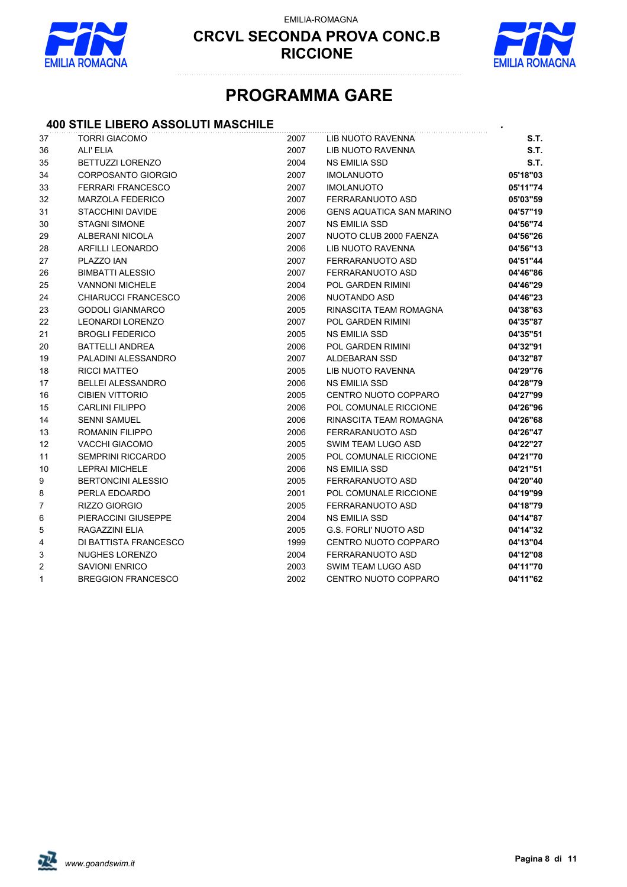EMILIA-ROMAGNA

# CRCVL SECONDA PROVA CONC.B
# RICCIONE

## PROGRAMMA GARE

### 400 STILE LIBERO ASSOLUTI MASCHILE

| | | | | |
|---|---|---|---|---|
| 37 | TORRI GIACOMO | 2007 | LIB NUOTO RAVENNA | **S.T.** |
| 36 | ALI' ELIA | 2007 | LIB NUOTO RAVENNA | **S.T.** |
| 35 | BETTUZZI LORENZO | 2004 | NS EMILIA SSD | **S.T.** |
| 34 | CORPOSANTO GIORGIO | 2007 | IMOLANUOTO | **05'18"03** |
| 33 | FERRARI FRANCESCO | 2007 | IMOLANUOTO | **05'11"74** |
| 32 | MARZOLA FEDERICO | 2007 | FERRARANUOTO ASD | **05'03"59** |
| 31 | STACCHINI DAVIDE | 2006 | GENS AQUATICA SAN MARINO | **04'57"19** |
| 30 | STAGNI SIMONE | 2007 | NS EMILIA SSD | **04'56"74** |
| 29 | ALBERANI NICOLA | 2007 | NUOTO CLUB 2000 FAENZA | **04'56"26** |
| 28 | ARFILLI LEONARDO | 2006 | LIB NUOTO RAVENNA | **04'56"13** |
| 27 | PLAZZO IAN | 2007 | FERRARANUOTO ASD | **04'51"44** |
| 26 | BIMBATTI ALESSIO | 2007 | FERRARANUOTO ASD | **04'46"86** |
| 25 | VANNONI MICHELE | 2004 | POL GARDEN RIMINI | **04'46"29** |
| 24 | CHIARUCCI FRANCESCO | 2006 | NUOTANDO ASD | **04'46"23** |
| 23 | GODOLI GIANMARCO | 2005 | RINASCITA TEAM ROMAGNA | **04'38"63** |
| 22 | LEONARDI LORENZO | 2007 | POL GARDEN RIMINI | **04'35"87** |
| 21 | BROGLI FEDERICO | 2005 | NS EMILIA SSD | **04'35"51** |
| 20 | BATTELLI ANDREA | 2006 | POL GARDEN RIMINI | **04'32"91** |
| 19 | PALADINI ALESSANDRO | 2007 | ALDEBARAN SSD | **04'32"87** |
| 18 | RICCI MATTEO | 2005 | LIB NUOTO RAVENNA | **04'29"76** |
| 17 | BELLEI ALESSANDRO | 2006 | NS EMILIA SSD | **04'28"79** |
| 16 | CIBIEN VITTORIO | 2005 | CENTRO NUOTO COPPARO | **04'27"99** |
| 15 | CARLINI FILIPPO | 2006 | POL COMUNALE RICCIONE | **04'26"96** |
| 14 | SENNI SAMUEL | 2006 | RINASCITA TEAM ROMAGNA | **04'26"68** |
| 13 | ROMANIN FILIPPO | 2006 | FERRARANUOTO ASD | **04'26"47** |
| 12 | VACCHI GIACOMO | 2005 | SWIM TEAM LUGO ASD | **04'22"27** |
| 11 | SEMPRINI RICCARDO | 2005 | POL COMUNALE RICCIONE | **04'21"70** |
| 10 | LEPRAI MICHELE | 2006 | NS EMILIA SSD | **04'21"51** |
| 9 | BERTONCINI ALESSIO | 2005 | FERRARANUOTO ASD | **04'20"40** |
| 8 | PERLA EDOARDO | 2001 | POL COMUNALE RICCIONE | **04'19"99** |
| 7 | RIZZO GIORGIO | 2005 | FERRARANUOTO ASD | **04'18"79** |
| 6 | PIERACCINI GIUSEPPE | 2004 | NS EMILIA SSD | **04'14"87** |
| 5 | RAGAZZINI ELIA | 2005 | G.S. FORLI' NUOTO ASD | **04'14"32** |
| 4 | DI BATTISTA FRANCESCO | 1999 | CENTRO NUOTO COPPARO | **04'13"04** |
| 3 | NUGHES LORENZO | 2004 | FERRARANUOTO ASD | **04'12"08** |
| 2 | SAVIONI ENRICO | 2003 | SWIM TEAM LUGO ASD | **04'11"70** |
| 1 | BREGGION FRANCESCO | 2002 | CENTRO NUOTO COPPARO | **04'11"62** |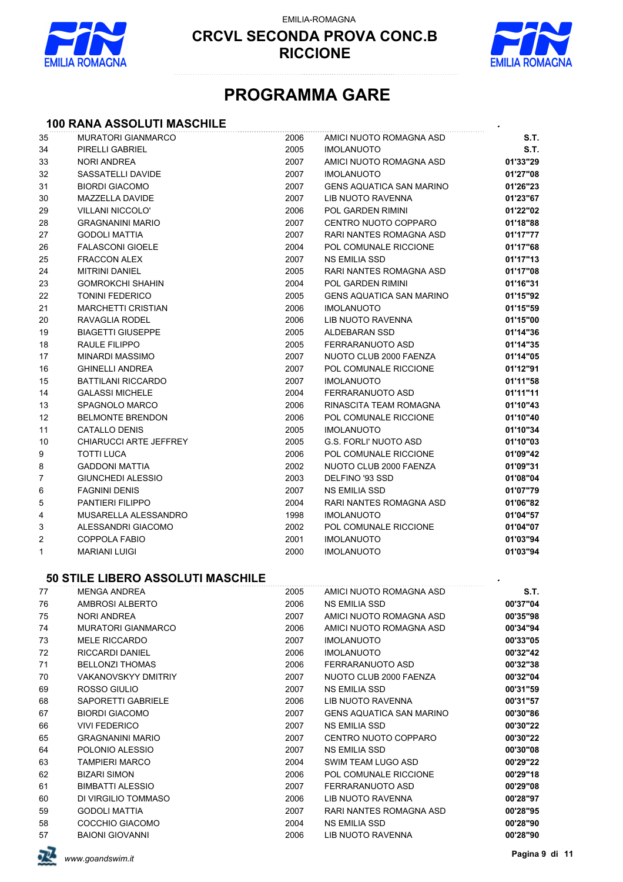EMILIA-ROMAGNA

## CRCVL SECONDA PROVA CONC.B RICCIONE

# PROGRAMMA GARE

### 100 RANA ASSOLUTI MASCHILE

| | | | | |
|---|---|---|---|---|
| 35 | MURATORI GIANMARCO | 2006 | AMICI NUOTO ROMAGNA ASD | S.T. |
| 34 | PIRELLI GABRIEL | 2005 | IMOLANUOTO | S.T. |
| 33 | NORI ANDREA | 2007 | AMICI NUOTO ROMAGNA ASD | 01'33"29 |
| 32 | SASSATELLI DAVIDE | 2007 | IMOLANUOTO | 01'27"08 |
| 31 | BIORDI GIACOMO | 2007 | GENS AQUATICA SAN MARINO | 01'26"23 |
| 30 | MAZZELLA DAVIDE | 2007 | LIB NUOTO RAVENNA | 01'23"67 |
| 29 | VILLANI NICCOLO' | 2006 | POL GARDEN RIMINI | 01'22"02 |
| 28 | GRAGNANINI MARIO | 2007 | CENTRO NUOTO COPPARO | 01'18"88 |
| 27 | GODOLI MATTIA | 2007 | RARI NANTES ROMAGNA ASD | 01'17"77 |
| 26 | FALASCONI GIOELE | 2004 | POL COMUNALE RICCIONE | 01'17"68 |
| 25 | FRACCON ALEX | 2007 | NS EMILIA SSD | 01'17"13 |
| 24 | MITRINI DANIEL | 2005 | RARI NANTES ROMAGNA ASD | 01'17"08 |
| 23 | GOMROKCHI SHAHIN | 2004 | POL GARDEN RIMINI | 01'16"31 |
| 22 | TONINI FEDERICO | 2005 | GENS AQUATICA SAN MARINO | 01'15"92 |
| 21 | MARCHETTI CRISTIAN | 2006 | IMOLANUOTO | 01'15"59 |
| 20 | RAVAGLIA RODEL | 2006 | LIB NUOTO RAVENNA | 01'15"00 |
| 19 | BIAGETTI GIUSEPPE | 2005 | ALDEBARAN SSD | 01'14"36 |
| 18 | RAULE FILIPPO | 2005 | FERRARANUOTO ASD | 01'14"35 |
| 17 | MINARDI MASSIMO | 2007 | NUOTO CLUB 2000 FAENZA | 01'14"05 |
| 16 | GHINELLI ANDREA | 2007 | POL COMUNALE RICCIONE | 01'12"91 |
| 15 | BATTILANI RICCARDO | 2007 | IMOLANUOTO | 01'11"58 |
| 14 | GALASSI MICHELE | 2004 | FERRARANUOTO ASD | 01'11"11 |
| 13 | SPAGNOLO MARCO | 2006 | RINASCITA TEAM ROMAGNA | 01'10"43 |
| 12 | BELMONTE BRENDON | 2006 | POL COMUNALE RICCIONE | 01'10"40 |
| 11 | CATALLO DENIS | 2005 | IMOLANUOTO | 01'10"34 |
| 10 | CHIARUCCI ARTE JEFFREY | 2005 | G.S. FORLI' NUOTO ASD | 01'10"03 |
| 9 | TOTTI LUCA | 2006 | POL COMUNALE RICCIONE | 01'09"42 |
| 8 | GADDONI MATTIA | 2002 | NUOTO CLUB 2000 FAENZA | 01'09"31 |
| 7 | GIUNCHEDI ALESSIO | 2003 | DELFINO '93 SSD | 01'08"04 |
| 6 | FAGNINI DENIS | 2007 | NS EMILIA SSD | 01'07"79 |
| 5 | PANTIERI FILIPPO | 2004 | RARI NANTES ROMAGNA ASD | 01'06"82 |
| 4 | MUSARELLA ALESSANDRO | 1998 | IMOLANUOTO | 01'04"57 |
| 3 | ALESSANDRI GIACOMO | 2002 | POL COMUNALE RICCIONE | 01'04"07 |
| 2 | COPPOLA FABIO | 2001 | IMOLANUOTO | 01'03"94 |
| 1 | MARIANI LUIGI | 2000 | IMOLANUOTO | 01'03"94 |

### 50 STILE LIBERO ASSOLUTI MASCHILE

| | | | | |
|---|---|---|---|---|
| 77 | MENGA ANDREA | 2005 | AMICI NUOTO ROMAGNA ASD | S.T. |
| 76 | AMBROSI ALBERTO | 2006 | NS EMILIA SSD | 00'37"04 |
| 75 | NORI ANDREA | 2007 | AMICI NUOTO ROMAGNA ASD | 00'35"98 |
| 74 | MURATORI GIANMARCO | 2006 | AMICI NUOTO ROMAGNA ASD | 00'34"94 |
| 73 | MELE RICCARDO | 2007 | IMOLANUOTO | 00'33"05 |
| 72 | RICCARDI DANIEL | 2006 | IMOLANUOTO | 00'32"42 |
| 71 | BELLONZI THOMAS | 2006 | FERRARANUOTO ASD | 00'32"38 |
| 70 | VAKANOVSKYY DMITRIY | 2007 | NUOTO CLUB 2000 FAENZA | 00'32"04 |
| 69 | ROSSO GIULIO | 2007 | NS EMILIA SSD | 00'31"59 |
| 68 | SAPORETTI GABRIELE | 2006 | LIB NUOTO RAVENNA | 00'31"57 |
| 67 | BIORDI GIACOMO | 2007 | GENS AQUATICA SAN MARINO | 00'30"86 |
| 66 | VIVI FEDERICO | 2007 | NS EMILIA SSD | 00'30"22 |
| 65 | GRAGNANINI MARIO | 2007 | CENTRO NUOTO COPPARO | 00'30"22 |
| 64 | POLONIO ALESSIO | 2007 | NS EMILIA SSD | 00'30"08 |
| 63 | TAMPIERI MARCO | 2004 | SWIM TEAM LUGO ASD | 00'29"22 |
| 62 | BIZARI SIMON | 2006 | POL COMUNALE RICCIONE | 00'29"18 |
| 61 | BIMBATTI ALESSIO | 2007 | FERRARANUOTO ASD | 00'29"08 |
| 60 | DI VIRGILIO TOMMASO | 2006 | LIB NUOTO RAVENNA | 00'28"97 |
| 59 | GODOLI MATTIA | 2007 | RARI NANTES ROMAGNA ASD | 00'28"95 |
| 58 | COCCHIO GIACOMO | 2004 | NS EMILIA SSD | 00'28"90 |
| 57 | BAIONI GIOVANNI | 2006 | LIB NUOTO RAVENNA | 00'28"90 |

*www.goandswim.it*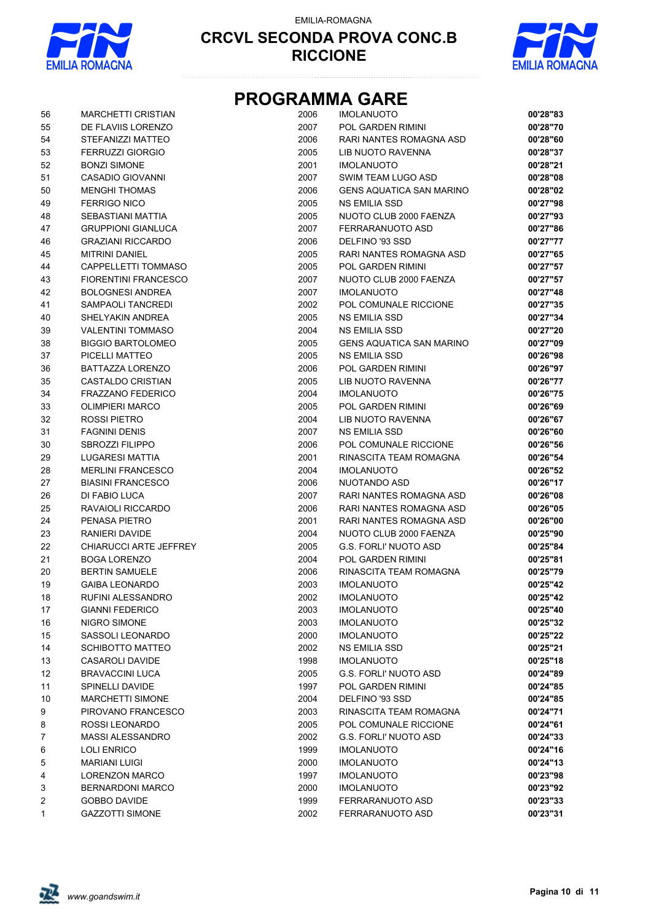EMILIA-ROMAGNA

# CRCVL SECONDA PROVA CONC.B
# RICCIONE

## PROGRAMMA GARE

| | | | | |
|---|---|---|---|---|
| 56 | MARCHETTI CRISTIAN | 2006 | IMOLANUOTO | **00'28"83** |
| 55 | DE FLAVIIS LORENZO | 2007 | POL GARDEN RIMINI | **00'28"70** |
| 54 | STEFANIZZI MATTEO | 2006 | RARI NANTES ROMAGNA ASD | **00'28"60** |
| 53 | FERRUZZI GIORGIO | 2005 | LIB NUOTO RAVENNA | **00'28"37** |
| 52 | BONZI SIMONE | 2001 | IMOLANUOTO | **00'28"21** |
| 51 | CASADIO GIOVANNI | 2007 | SWIM TEAM LUGO ASD | **00'28"08** |
| 50 | MENGHI THOMAS | 2006 | GENS AQUATICA SAN MARINO | **00'28"02** |
| 49 | FERRIGO NICO | 2005 | NS EMILIA SSD | **00'27"98** |
| 48 | SEBASTIANI MATTIA | 2005 | NUOTO CLUB 2000 FAENZA | **00'27"93** |
| 47 | GRUPPIONI GIANLUCA | 2007 | FERRARANUOTO ASD | **00'27"86** |
| 46 | GRAZIANI RICCARDO | 2006 | DELFINO '93 SSD | **00'27"77** |
| 45 | MITRINI DANIEL | 2005 | RARI NANTES ROMAGNA ASD | **00'27"65** |
| 44 | CAPPELLETTI TOMMASO | 2005 | POL GARDEN RIMINI | **00'27"57** |
| 43 | FIORENTINI FRANCESCO | 2007 | NUOTO CLUB 2000 FAENZA | **00'27"57** |
| 42 | BOLOGNESI ANDREA | 2007 | IMOLANUOTO | **00'27"48** |
| 41 | SAMPAOLI TANCREDI | 2002 | POL COMUNALE RICCIONE | **00'27"35** |
| 40 | SHELYAKIN ANDREA | 2005 | NS EMILIA SSD | **00'27"34** |
| 39 | VALENTINI TOMMASO | 2004 | NS EMILIA SSD | **00'27"20** |
| 38 | BIGGIO BARTOLOMEO | 2005 | GENS AQUATICA SAN MARINO | **00'27"09** |
| 37 | PICELLI MATTEO | 2005 | NS EMILIA SSD | **00'26"98** |
| 36 | BATTAZZA LORENZO | 2006 | POL GARDEN RIMINI | **00'26"97** |
| 35 | CASTALDO CRISTIAN | 2005 | LIB NUOTO RAVENNA | **00'26"77** |
| 34 | FRAZZANO FEDERICO | 2004 | IMOLANUOTO | **00'26"75** |
| 33 | OLIMPIERI MARCO | 2005 | POL GARDEN RIMINI | **00'26"69** |
| 32 | ROSSI PIETRO | 2004 | LIB NUOTO RAVENNA | **00'26"67** |
| 31 | FAGNINI DENIS | 2007 | NS EMILIA SSD | **00'26"60** |
| 30 | SBROZZI FILIPPO | 2006 | POL COMUNALE RICCIONE | **00'26"56** |
| 29 | LUGARESI MATTIA | 2001 | RINASCITA TEAM ROMAGNA | **00'26"54** |
| 28 | MERLINI FRANCESCO | 2004 | IMOLANUOTO | **00'26"52** |
| 27 | BIASINI FRANCESCO | 2006 | NUOTANDO ASD | **00'26"17** |
| 26 | DI FABIO LUCA | 2007 | RARI NANTES ROMAGNA ASD | **00'26"08** |
| 25 | RAVAIOLI RICCARDO | 2006 | RARI NANTES ROMAGNA ASD | **00'26"05** |
| 24 | PENASA PIETRO | 2001 | RARI NANTES ROMAGNA ASD | **00'26"00** |
| 23 | RANIERI DAVIDE | 2004 | NUOTO CLUB 2000 FAENZA | **00'25"90** |
| 22 | CHIARUCCI ARTE JEFFREY | 2005 | G.S. FORLI' NUOTO ASD | **00'25"84** |
| 21 | BOGA LORENZO | 2004 | POL GARDEN RIMINI | **00'25"81** |
| 20 | BERTIN SAMUELE | 2006 | RINASCITA TEAM ROMAGNA | **00'25"79** |
| 19 | GAIBA LEONARDO | 2003 | IMOLANUOTO | **00'25"42** |
| 18 | RUFINI ALESSANDRO | 2002 | IMOLANUOTO | **00'25"42** |
| 17 | GIANNI FEDERICO | 2003 | IMOLANUOTO | **00'25"40** |
| 16 | NIGRO SIMONE | 2003 | IMOLANUOTO | **00'25"32** |
| 15 | SASSOLI LEONARDO | 2000 | IMOLANUOTO | **00'25"22** |
| 14 | SCHIBOTTO MATTEO | 2002 | NS EMILIA SSD | **00'25"21** |
| 13 | CASAROLI DAVIDE | 1998 | IMOLANUOTO | **00'25"18** |
| 12 | BRAVACCINI LUCA | 2005 | G.S. FORLI' NUOTO ASD | **00'24"89** |
| 11 | SPINELLI DAVIDE | 1997 | POL GARDEN RIMINI | **00'24"85** |
| 10 | MARCHETTI SIMONE | 2004 | DELFINO '93 SSD | **00'24"85** |
| 9 | PIROVANO FRANCESCO | 2003 | RINASCITA TEAM ROMAGNA | **00'24"71** |
| 8 | ROSSI LEONARDO | 2005 | POL COMUNALE RICCIONE | **00'24"61** |
| 7 | MASSI ALESSANDRO | 2002 | G.S. FORLI' NUOTO ASD | **00'24"33** |
| 6 | LOLI ENRICO | 1999 | IMOLANUOTO | **00'24"16** |
| 5 | MARIANI LUIGI | 2000 | IMOLANUOTO | **00'24"13** |
| 4 | LORENZON MARCO | 1997 | IMOLANUOTO | **00'23"98** |
| 3 | BERNARDONI MARCO | 2000 | IMOLANUOTO | **00'23"92** |
| 2 | GOBBO DAVIDE | 1999 | FERRARANUOTO ASD | **00'23"33** |
| 1 | GAZZOTTI SIMONE | 2002 | FERRARANUOTO ASD | **00'23"31** |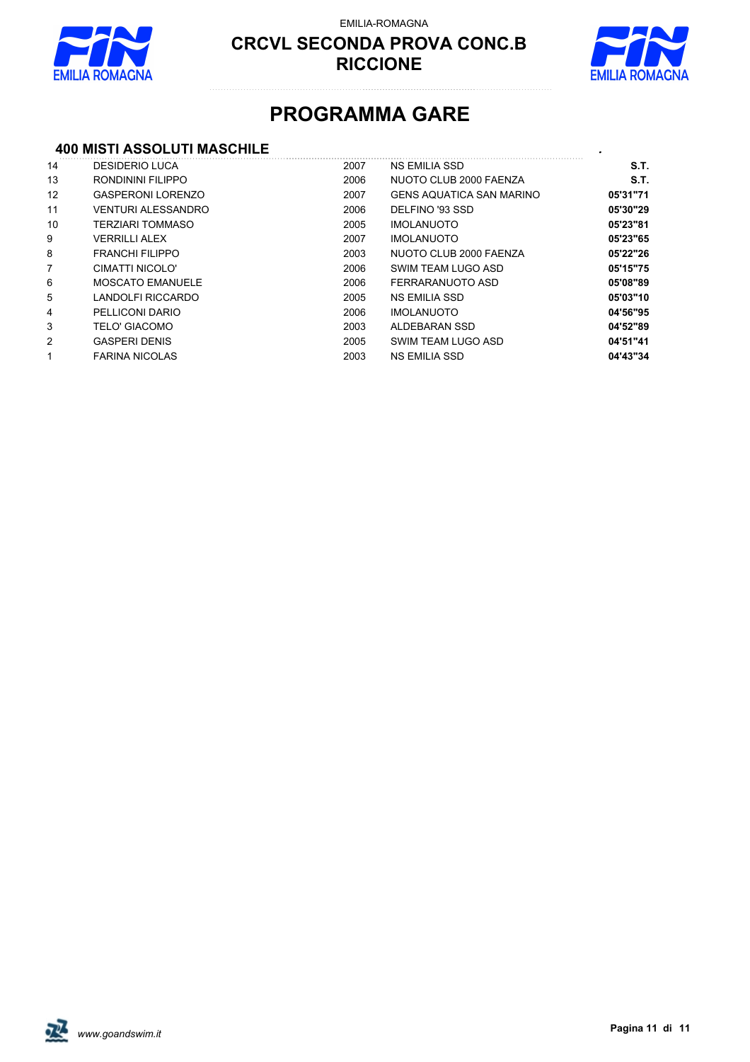EMILIA-ROMAGNA

# CRCVL SECONDA PROVA CONC.B
# RICCIONE

## PROGRAMMA GARE

### 400 MISTI ASSOLUTI MASCHILE

| | | | | |
|---|---|---|---|---|
| 14 | DESIDERIO LUCA | 2007 | NS EMILIA SSD | **S.T.** |
| 13 | RONDININI FILIPPO | 2006 | NUOTO CLUB 2000 FAENZA | **S.T.** |
| 12 | GASPERONI LORENZO | 2007 | GENS AQUATICA SAN MARINO | **05'31"71** |
| 11 | VENTURI ALESSANDRO | 2006 | DELFINO '93 SSD | **05'30"29** |
| 10 | TERZIARI TOMMASO | 2005 | IMOLANUOTO | **05'23"81** |
| 9 | VERRILLI ALEX | 2007 | IMOLANUOTO | **05'23"65** |
| 8 | FRANCHI FILIPPO | 2003 | NUOTO CLUB 2000 FAENZA | **05'22"26** |
| 7 | CIMATTI NICOLO' | 2006 | SWIM TEAM LUGO ASD | **05'15"75** |
| 6 | MOSCATO EMANUELE | 2006 | FERRARANUOTO ASD | **05'08"89** |
| 5 | LANDOLFI RICCARDO | 2005 | NS EMILIA SSD | **05'03"10** |
| 4 | PELLICONI DARIO | 2006 | IMOLANUOTO | **04'56"95** |
| 3 | TELO' GIACOMO | 2003 | ALDEBARAN SSD | **04'52"89** |
| 2 | GASPERI DENIS | 2005 | SWIM TEAM LUGO ASD | **04'51"41** |
| 1 | FARINA NICOLAS | 2003 | NS EMILIA SSD | **04'43"34** |

*www.goandswim.it*